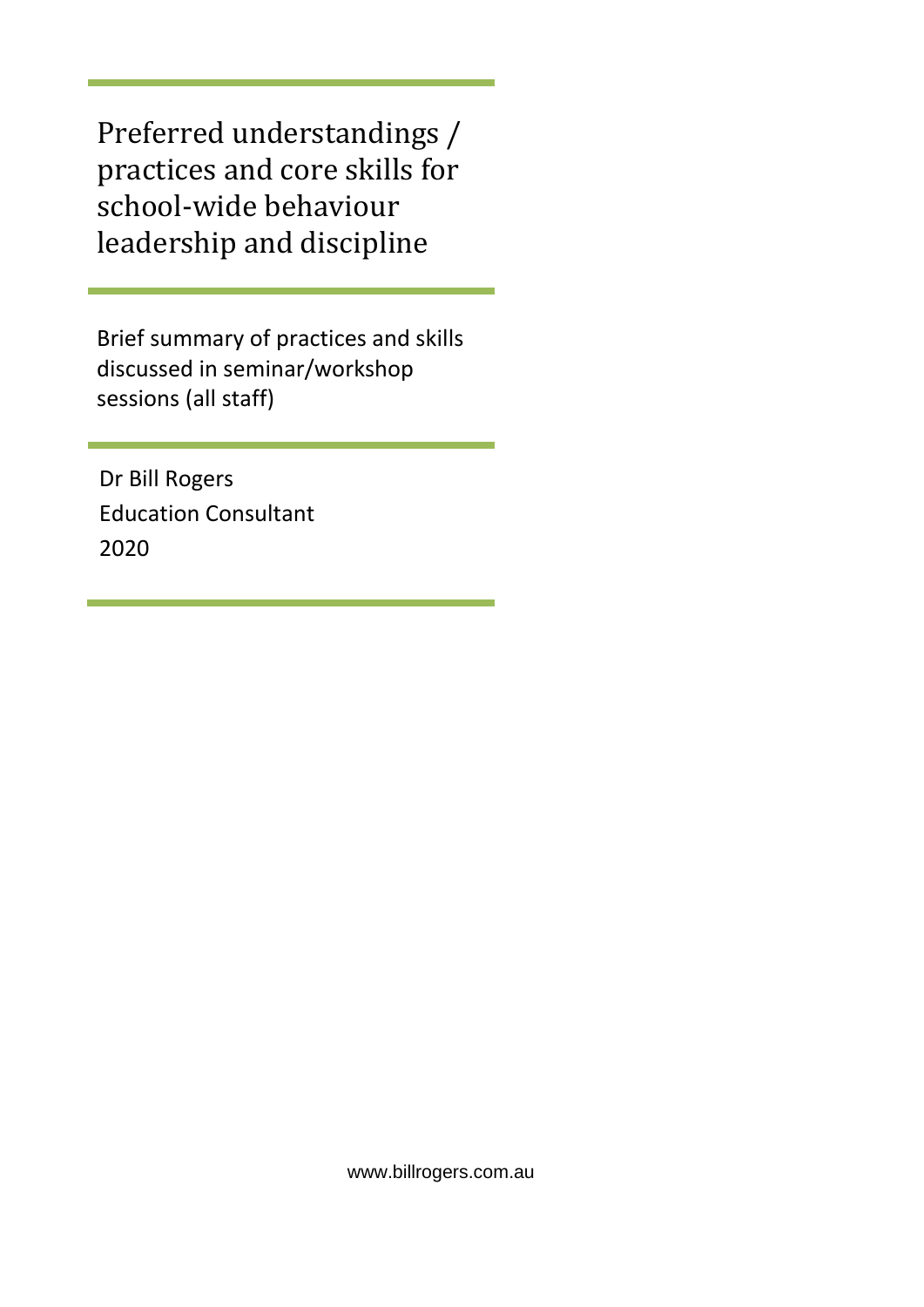# Preferred understandings / practices and core skills for school-wide behaviour leadership and discipline

Brief summary of practices and skills discussed in seminar/workshop sessions (all staff)

Dr Bill Rogers
Education Consultant
2020

www.billrogers.com.au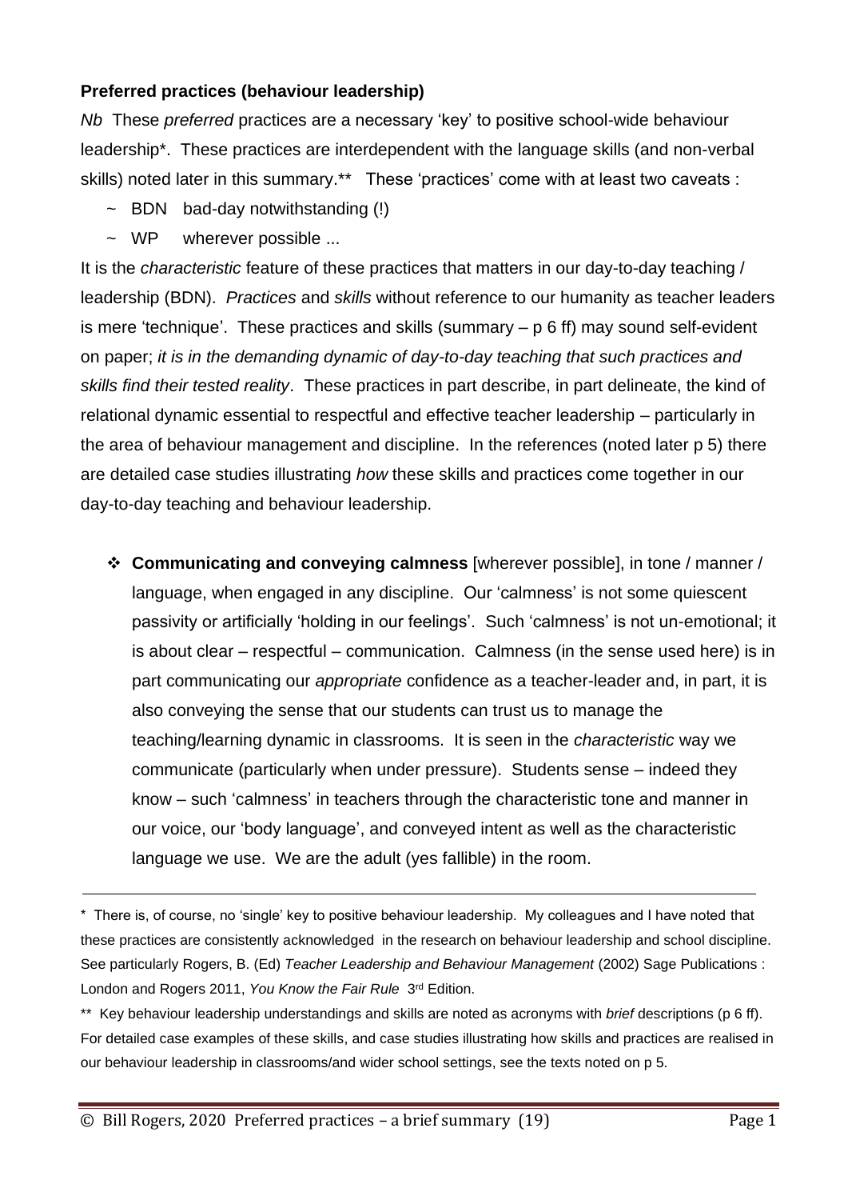**Preferred practices (behaviour leadership)**

*Nb* These *preferred* practices are a necessary 'key' to positive school-wide behaviour leadership*. These practices are interdependent with the language skills (and non-verbal skills) noted later in this summary.** These 'practices' come with at least two caveats :

- ~ BDN bad-day notwithstanding (!)
- ~ WP wherever possible ...

It is the *characteristic* feature of these practices that matters in our day-to-day teaching / leadership (BDN). *Practices* and *skills* without reference to our humanity as teacher leaders is mere 'technique'. These practices and skills (summary – p 6 ff) may sound self-evident on paper; *it is in the demanding dynamic of day-to-day teaching that such practices and skills find their tested reality*. These practices in part describe, in part delineate, the kind of relational dynamic essential to respectful and effective teacher leadership – particularly in the area of behaviour management and discipline. In the references (noted later p 5) there are detailed case studies illustrating *how* these skills and practices come together in our day-to-day teaching and behaviour leadership.

- ❖ **Communicating and conveying calmness** [wherever possible], in tone / manner / language, when engaged in any discipline. Our 'calmness' is not some quiescent passivity or artificially 'holding in our feelings'. Such 'calmness' is not un-emotional; it is about clear – respectful – communication. Calmness (in the sense used here) is in part communicating our *appropriate* confidence as a teacher-leader and, in part, it is also conveying the sense that our students can trust us to manage the teaching/learning dynamic in classrooms. It is seen in the *characteristic* way we communicate (particularly when under pressure). Students sense – indeed they know – such 'calmness' in teachers through the characteristic tone and manner in our voice, our 'body language', and conveyed intent as well as the characteristic language we use. We are the adult (yes fallible) in the room.

---

* There is, of course, no 'single' key to positive behaviour leadership. My colleagues and I have noted that these practices are consistently acknowledged in the research on behaviour leadership and school discipline. See particularly Rogers, B. (Ed) *Teacher Leadership and Behaviour Management* (2002) Sage Publications : London and Rogers 2011, *You Know the Fair Rule* 3rd Edition.

** Key behaviour leadership understandings and skills are noted as acronyms with *brief* descriptions (p 6 ff). For detailed case examples of these skills, and case studies illustrating how skills and practices are realised in our behaviour leadership in classrooms/and wider school settings, see the texts noted on p 5.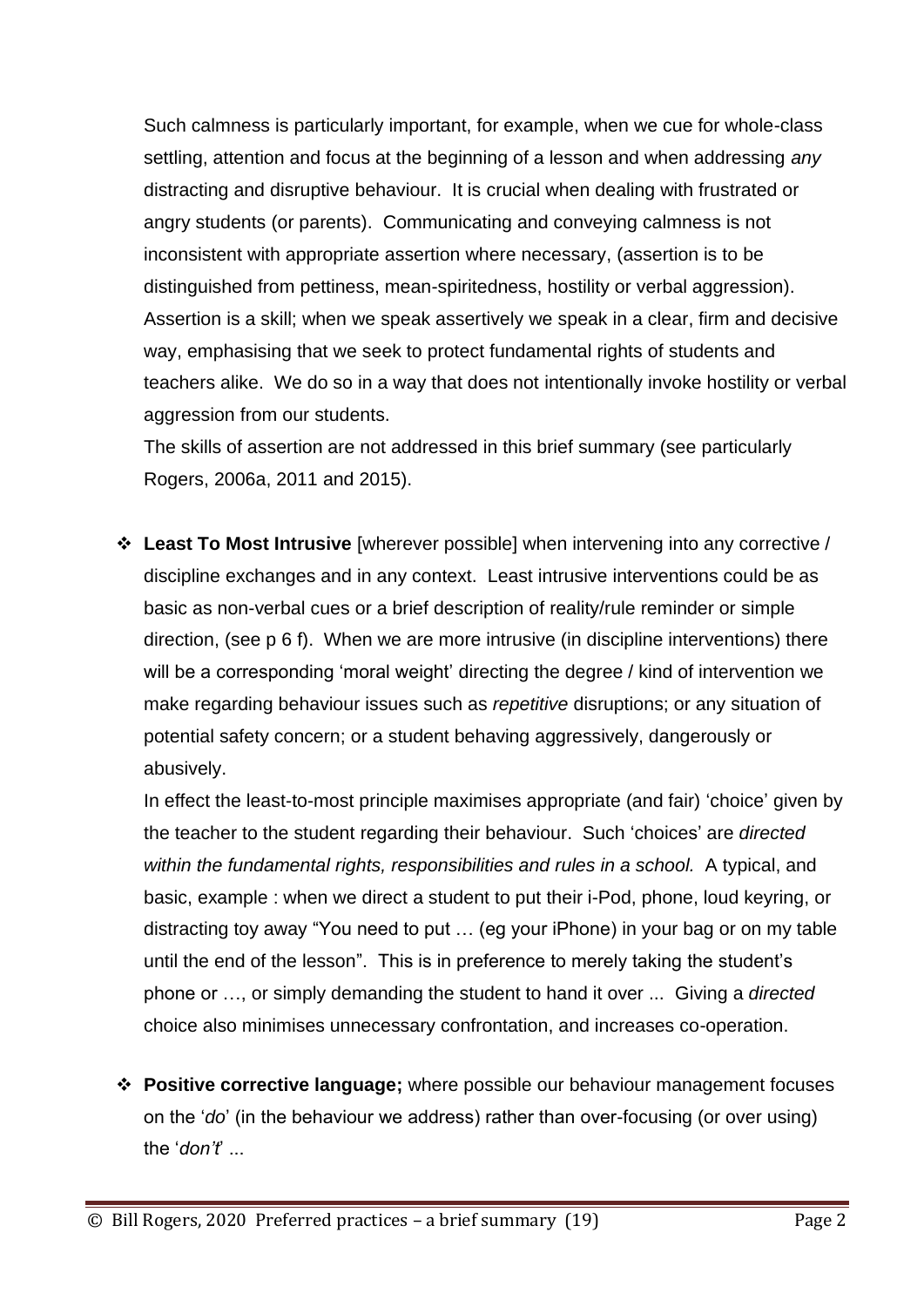Such calmness is particularly important, for example, when we cue for whole-class settling, attention and focus at the beginning of a lesson and when addressing *any* distracting and disruptive behaviour. It is crucial when dealing with frustrated or angry students (or parents). Communicating and conveying calmness is not inconsistent with appropriate assertion where necessary, (assertion is to be distinguished from pettiness, mean-spiritedness, hostility or verbal aggression). Assertion is a skill; when we speak assertively we speak in a clear, firm and decisive way, emphasising that we seek to protect fundamental rights of students and teachers alike. We do so in a way that does not intentionally invoke hostility or verbal aggression from our students.

The skills of assertion are not addressed in this brief summary (see particularly Rogers, 2006a, 2011 and 2015).

- **Least To Most Intrusive** [wherever possible] when intervening into any corrective / discipline exchanges and in any context. Least intrusive interventions could be as basic as non-verbal cues or a brief description of reality/rule reminder or simple direction, (see p 6 f). When we are more intrusive (in discipline interventions) there will be a corresponding 'moral weight' directing the degree / kind of intervention we make regarding behaviour issues such as *repetitive* disruptions; or any situation of potential safety concern; or a student behaving aggressively, dangerously or abusively.

  In effect the least-to-most principle maximises appropriate (and fair) 'choice' given by the teacher to the student regarding their behaviour. Such 'choices' are *directed within the fundamental rights, responsibilities and rules in a school.* A typical, and basic, example : when we direct a student to put their i-Pod, phone, loud keyring, or distracting toy away "You need to put … (eg your iPhone) in your bag or on my table until the end of the lesson". This is in preference to merely taking the student's phone or …, or simply demanding the student to hand it over ... Giving a *directed* choice also minimises unnecessary confrontation, and increases co-operation.

- **Positive corrective language;** where possible our behaviour management focuses on the '*do*' (in the behaviour we address) rather than over-focusing (or over using) the '*don't*' ...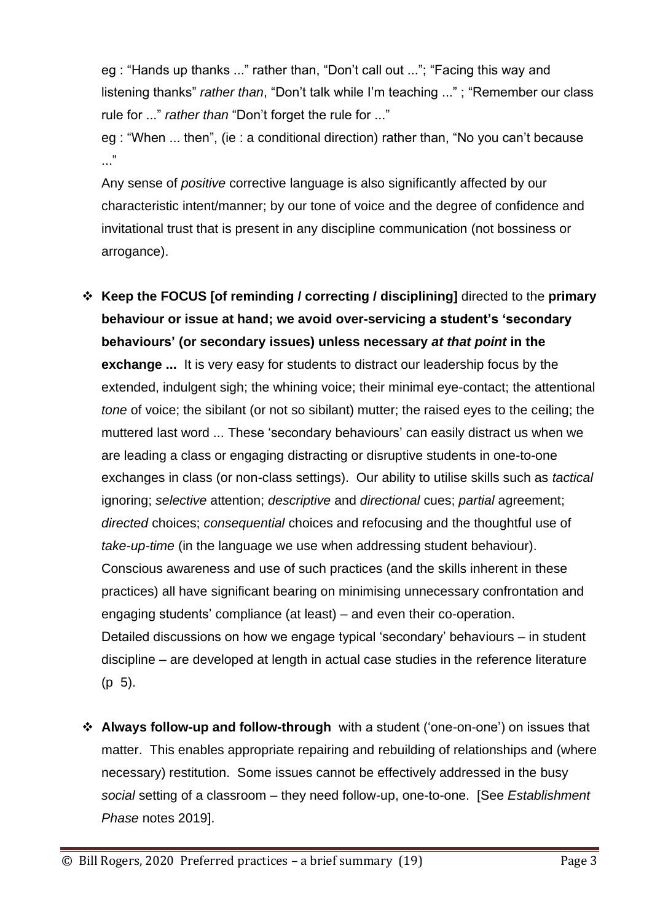eg : "Hands up thanks ..." rather than, "Don't call out ..."; "Facing this way and listening thanks" *rather than*, "Don't talk while I'm teaching ..." ; "Remember our class rule for ..." *rather than* "Don't forget the rule for ..."

eg : "When ... then", (ie : a conditional direction) rather than, "No you can't because ..."

Any sense of *positive* corrective language is also significantly affected by our characteristic intent/manner; by our tone of voice and the degree of confidence and invitational trust that is present in any discipline communication (not bossiness or arrogance).

- **Keep the FOCUS [of reminding / correcting / disciplining]** directed to the **primary behaviour or issue at hand; we avoid over-servicing a student's 'secondary behaviours' (or secondary issues) unless necessary *at that point* in the exchange ...** It is very easy for students to distract our leadership focus by the extended, indulgent sigh; the whining voice; their minimal eye-contact; the attentional *tone* of voice; the sibilant (or not so sibilant) mutter; the raised eyes to the ceiling; the muttered last word ... These 'secondary behaviours' can easily distract us when we are leading a class or engaging distracting or disruptive students in one-to-one exchanges in class (or non-class settings). Our ability to utilise skills such as *tactical* ignoring; *selective* attention; *descriptive* and *directional* cues; *partial* agreement; *directed* choices; *consequential* choices and refocusing and the thoughtful use of *take-up-time* (in the language we use when addressing student behaviour). Conscious awareness and use of such practices (and the skills inherent in these practices) all have significant bearing on minimising unnecessary confrontation and engaging students' compliance (at least) – and even their co-operation.
  Detailed discussions on how we engage typical 'secondary' behaviours – in student discipline – are developed at length in actual case studies in the reference literature (p 5).

- **Always follow-up and follow-through** with a student ('one-on-one') on issues that matter. This enables appropriate repairing and rebuilding of relationships and (where necessary) restitution. Some issues cannot be effectively addressed in the busy *social* setting of a classroom – they need follow-up, one-to-one. [See *Establishment Phase* notes 2019].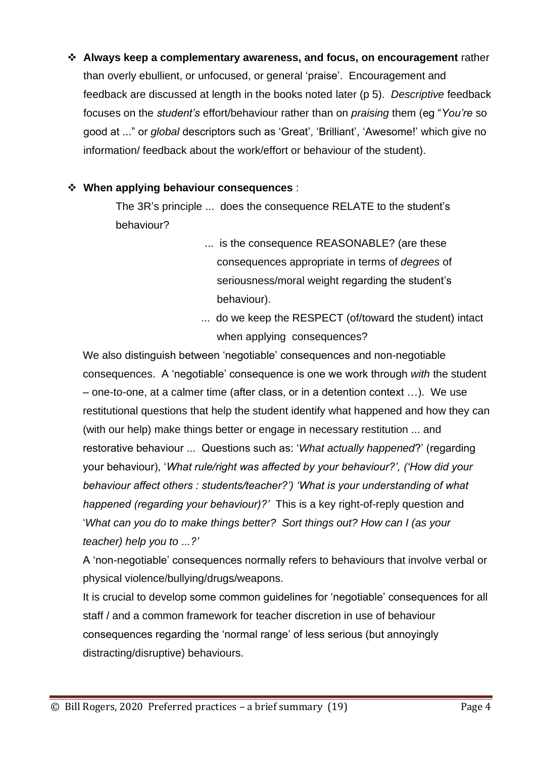- **Always keep a complementary awareness, and focus, on encouragement** rather than overly ebullient, or unfocused, or general 'praise'. Encouragement and feedback are discussed at length in the books noted later (p 5). *Descriptive* feedback focuses on the *student's* effort/behaviour rather than on *praising* them (eg "*You're* so good at ..." or *global* descriptors such as 'Great', 'Brilliant', 'Awesome!' which give no information/ feedback about the work/effort or behaviour of the student).

- **When applying behaviour consequences** :

  The 3R's principle ... does the consequence RELATE to the student's behaviour?

  ... is the consequence REASONABLE? (are these consequences appropriate in terms of *degrees* of seriousness/moral weight regarding the student's behaviour).

  ... do we keep the RESPECT (of/toward the student) intact when applying consequences?

  We also distinguish between 'negotiable' consequences and non-negotiable consequences. A 'negotiable' consequence is one we work through *with* the student – one-to-one, at a calmer time (after class, or in a detention context …). We use restitutional questions that help the student identify what happened and how they can (with our help) make things better or engage in necessary restitution ... and restorative behaviour ... Questions such as: '*What actually happened*?' (regarding your behaviour), '*What rule/right was affected by your behaviour?', ('How did your behaviour affect others : students/teacher?') 'What is your understanding of what happened (regarding your behaviour)?'* This is a key right-of-reply question and '*What can you do to make things better? Sort things out? How can I (as your teacher) help you to ...?'*

  A 'non-negotiable' consequences normally refers to behaviours that involve verbal or physical violence/bullying/drugs/weapons.

  It is crucial to develop some common guidelines for 'negotiable' consequences for all staff / and a common framework for teacher discretion in use of behaviour consequences regarding the 'normal range' of less serious (but annoyingly distracting/disruptive) behaviours.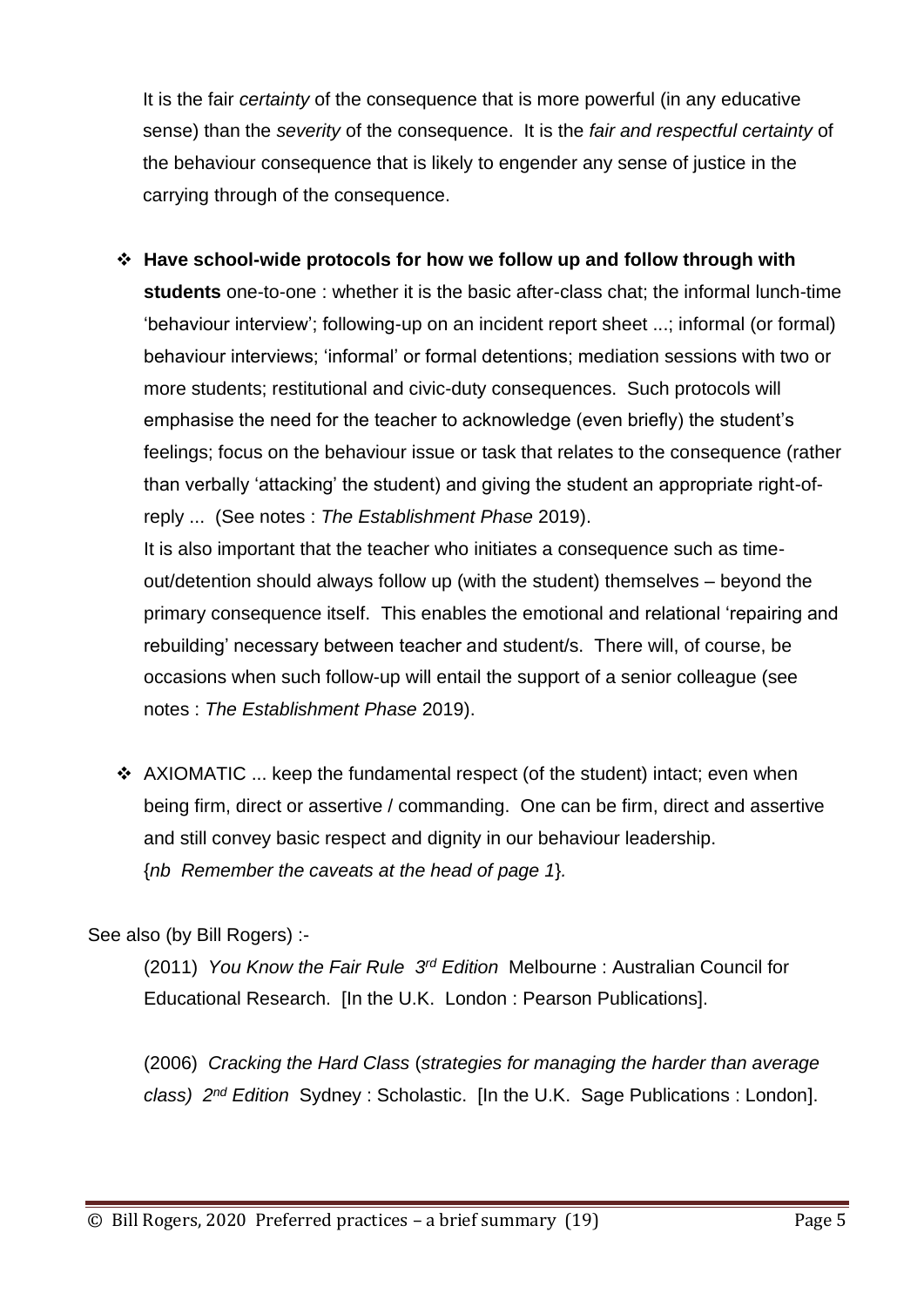It is the fair *certainty* of the consequence that is more powerful (in any educative sense) than the *severity* of the consequence. It is the *fair and respectful certainty* of the behaviour consequence that is likely to engender any sense of justice in the carrying through of the consequence.

- **Have school-wide protocols for how we follow up and follow through with students** one-to-one : whether it is the basic after-class chat; the informal lunch-time 'behaviour interview'; following-up on an incident report sheet ...; informal (or formal) behaviour interviews; 'informal' or formal detentions; mediation sessions with two or more students; restitutional and civic-duty consequences. Such protocols will emphasise the need for the teacher to acknowledge (even briefly) the student's feelings; focus on the behaviour issue or task that relates to the consequence (rather than verbally 'attacking' the student) and giving the student an appropriate right-of-reply ... (See notes : *The Establishment Phase* 2019).

  It is also important that the teacher who initiates a consequence such as time-out/detention should always follow up (with the student) themselves – beyond the primary consequence itself. This enables the emotional and relational 'repairing and rebuilding' necessary between teacher and student/s. There will, of course, be occasions when such follow-up will entail the support of a senior colleague (see notes : *The Establishment Phase* 2019).

- AXIOMATIC ... keep the fundamental respect (of the student) intact; even when being firm, direct or assertive / commanding. One can be firm, direct and assertive and still convey basic respect and dignity in our behaviour leadership. {*nb Remember the caveats at the head of page 1*}.

See also (by Bill Rogers) :-

(2011) *You Know the Fair Rule 3rd Edition* Melbourne : Australian Council for Educational Research. [In the U.K. London : Pearson Publications].

(2006) *Cracking the Hard Class* (*strategies for managing the harder than average class) 2nd Edition* Sydney : Scholastic. [In the U.K. Sage Publications : London].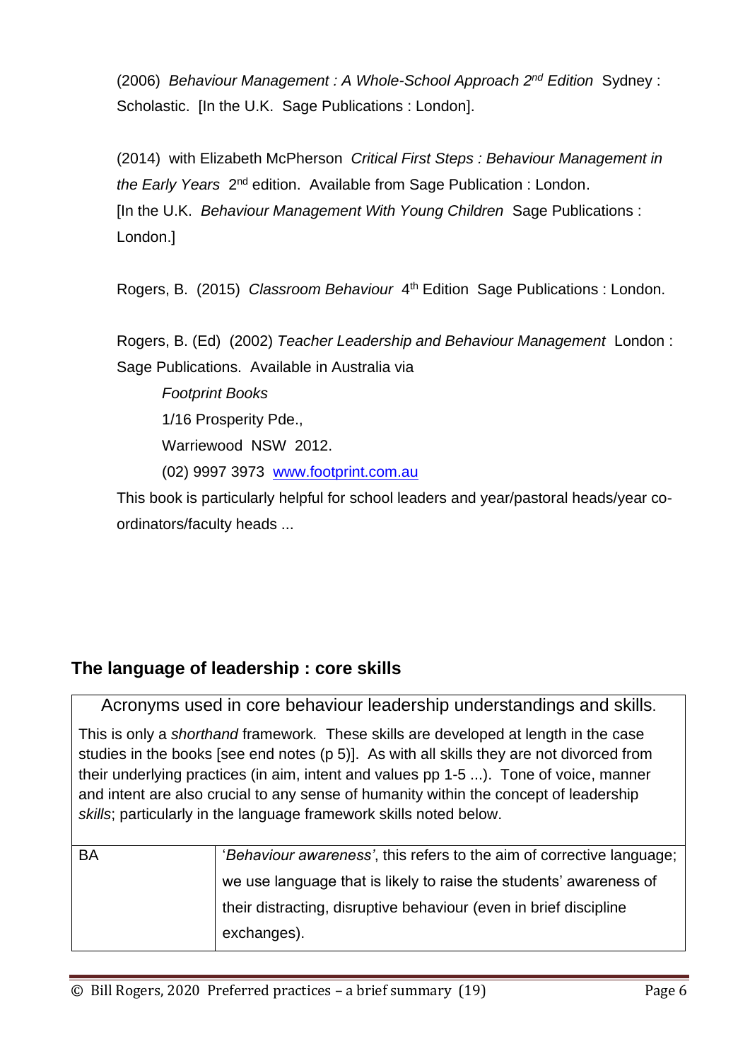(2006) *Behaviour Management : A Whole-School Approach 2nd Edition* Sydney : Scholastic. [In the U.K. Sage Publications : London].

(2014) with Elizabeth McPherson *Critical First Steps : Behaviour Management in the Early Years* 2nd edition. Available from Sage Publication : London. [In the U.K. *Behaviour Management With Young Children* Sage Publications : London.]

Rogers, B. (2015) *Classroom Behaviour* 4th Edition Sage Publications : London.

Rogers, B. (Ed) (2002) *Teacher Leadership and Behaviour Management* London : Sage Publications. Available in Australia via

> *Footprint Books*
> 1/16 Prosperity Pde.,
> Warriewood NSW 2012.
> (02) 9997 3973 www.footprint.com.au

This book is particularly helpful for school leaders and year/pastoral heads/year co-ordinators/faculty heads ...

## The language of leadership : core skills

Acronyms used in core behaviour leadership understandings and skills.

This is only a *shorthand* framework. These skills are developed at length in the case studies in the books [see end notes (p 5)]. As with all skills they are not divorced from their underlying practices (in aim, intent and values pp 1-5 ...). Tone of voice, manner and intent are also crucial to any sense of humanity within the concept of leadership *skills*; particularly in the language framework skills noted below.

| | |
|---|---|
| BA | '*Behaviour awareness'*, this refers to the aim of corrective language; we use language that is likely to raise the students' awareness of their distracting, disruptive behaviour (even in brief discipline exchanges). |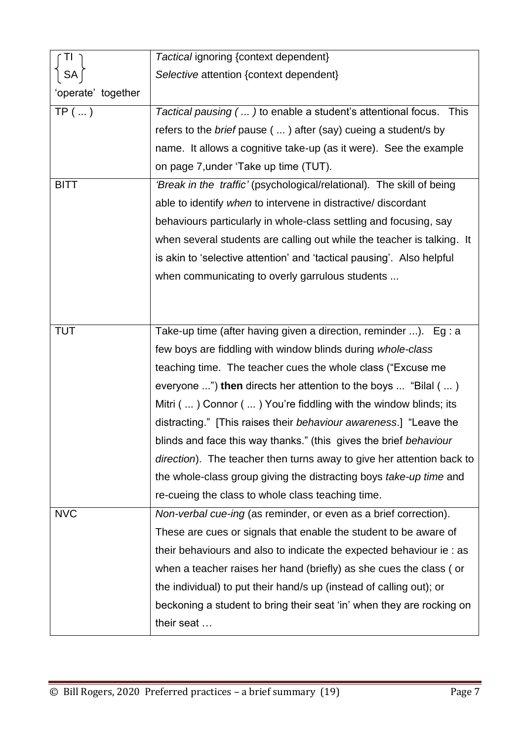| | |
|---|---|
| TI / SA 'operate' together | *Tactical* ignoring {context dependent}<br>*Selective* attention {context dependent} |
| TP ( ... ) | *Tactical pausing ( ... )* to enable a student's attentional focus. This refers to the *brief* pause ( ... ) after (say) cueing a student/s by name. It allows a cognitive take-up (as it were). See the example on page 7,under 'Take up time (TUT). |
| BITT | *'Break in the traffic'* (psychological/relational). The skill of being able to identify *when* to intervene in distractive/ discordant behaviours particularly in whole-class settling and focusing, say when several students are calling out while the teacher is talking. It is akin to 'selective attention' and 'tactical pausing'. Also helpful when communicating to overly garrulous students ... |
| TUT | Take-up time (after having given a direction, reminder ...). Eg : a few boys are fiddling with window blinds during *whole-class* teaching time. The teacher cues the whole class ("Excuse me everyone ...") **then** directs her attention to the boys ... "Bilal ( ... ) Mitri ( ... ) Connor ( ... ) You're fiddling with the window blinds; its distracting." [This raises their *behaviour awareness*.] "Leave the blinds and face this way thanks." (this gives the brief *behaviour direction*). The teacher then turns away to give her attention back to the whole-class group giving the distracting boys *take-up time* and re-cueing the class to whole class teaching time. |
| NVC | *Non-verbal cue-ing* (as reminder, or even as a brief correction). These are cues or signals that enable the student to be aware of their behaviours and also to indicate the expected behaviour ie : as when a teacher raises her hand (briefly) as she cues the class ( or the individual) to put their hand/s up (instead of calling out); or beckoning a student to bring their seat 'in' when they are rocking on their seat … |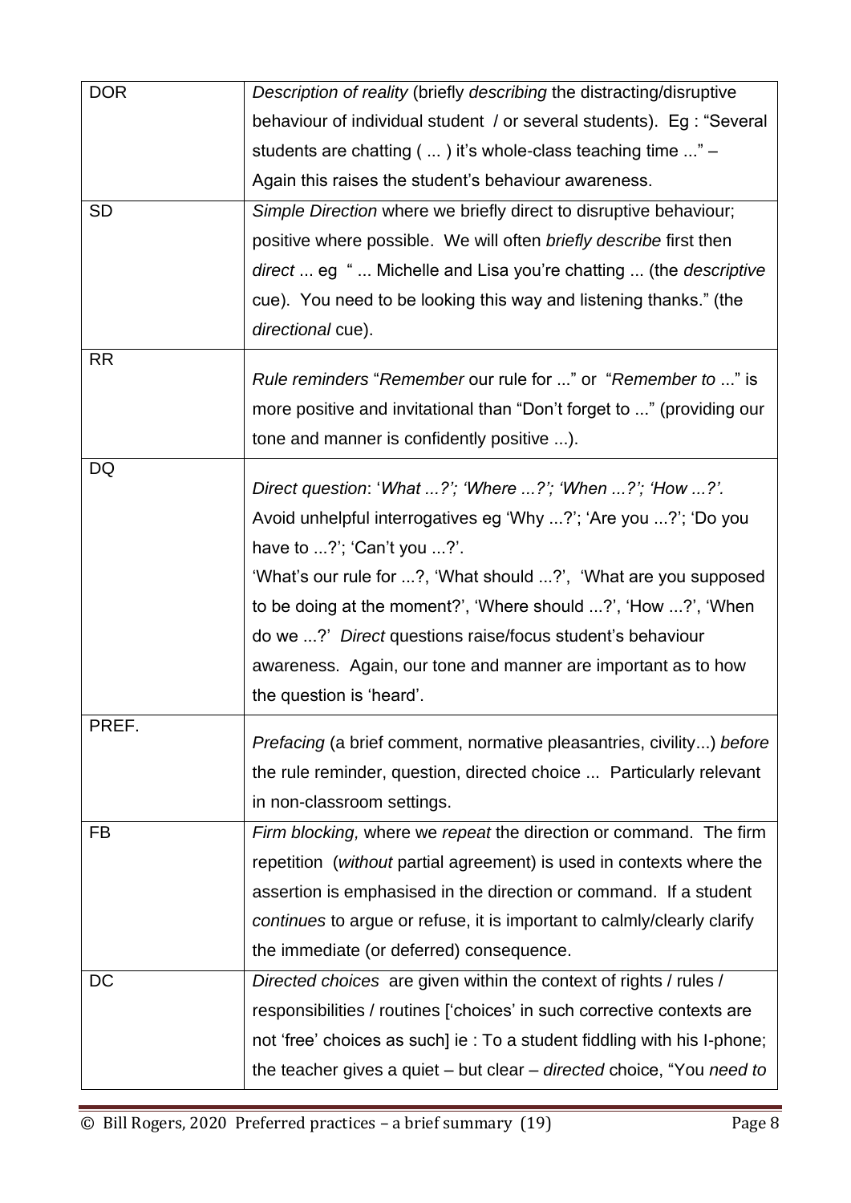| | |
|---|---|
| DOR | *Description of reality* (briefly *describing* the distracting/disruptive behaviour of individual student / or several students). Eg : "Several students are chatting ( ... ) it's whole-class teaching time ..." – Again this raises the student's behaviour awareness. |
| SD | *Simple Direction* where we briefly direct to disruptive behaviour; positive where possible. We will often *briefly describe* first then *direct* ... eg " ... Michelle and Lisa you're chatting ... (the *descriptive* cue). You need to be looking this way and listening thanks." (the *directional* cue). |
| RR | *Rule reminders* "*Remember* our rule for ..." or "*Remember to* ..." is more positive and invitational than "Don't forget to ..." (providing our tone and manner is confidently positive ...). |
| DQ | *Direct question*: '*What ...?'; 'Where ...?'; 'When ...?'; 'How ...?'.* Avoid unhelpful interrogatives eg 'Why ...?'; 'Are you ...?'; 'Do you have to ...?'; 'Can't you ...?'. 'What's our rule for ...?, 'What should ...?', 'What are you supposed to be doing at the moment?', 'Where should ...?', 'How ...?', 'When do we ...?' *Direct* questions raise/focus student's behaviour awareness. Again, our tone and manner are important as to how the question is 'heard'. |
| PREF. | *Prefacing* (a brief comment, normative pleasantries, civility...) *before* the rule reminder, question, directed choice ... Particularly relevant in non-classroom settings. |
| FB | *Firm blocking,* where we *repeat* the direction or command. The firm repetition (*without* partial agreement) is used in contexts where the assertion is emphasised in the direction or command. If a student *continues* to argue or refuse, it is important to calmly/clearly clarify the immediate (or deferred) consequence. |
| DC | *Directed choices* are given within the context of rights / rules / responsibilities / routines ['choices' in such corrective contexts are not 'free' choices as such] ie : To a student fiddling with his I-phone; the teacher gives a quiet – but clear – *directed* choice, "You *need to* |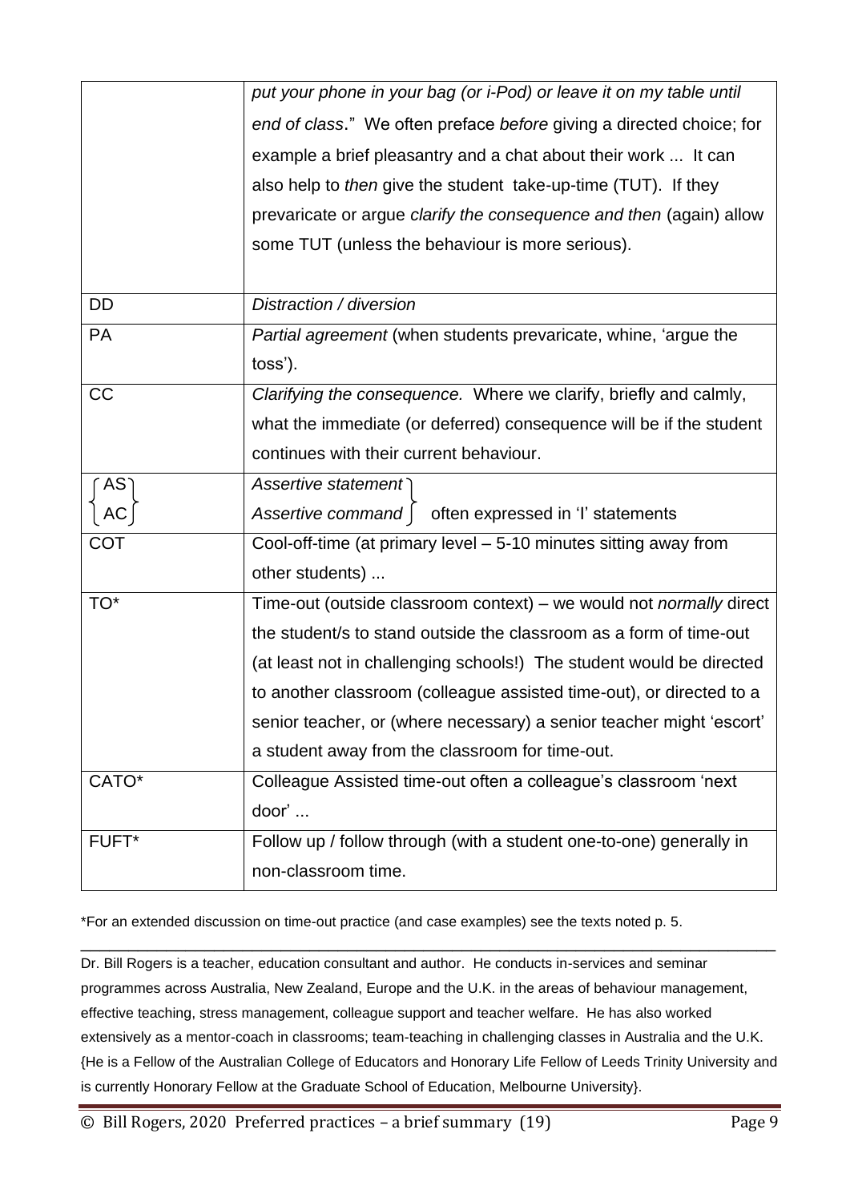|  |  |
| --- | --- |
|  | *put your phone in your bag (or i-Pod) or leave it on my table until end of class*." We often preface *before* giving a directed choice; for example a brief pleasantry and a chat about their work ... It can also help to *then* give the student take-up-time (TUT). If they prevaricate or argue *clarify the consequence and then* (again) allow some TUT (unless the behaviour is more serious). |
| DD | *Distraction / diversion* |
| PA | *Partial agreement* (when students prevaricate, whine, 'argue the toss'). |
| CC | *Clarifying the consequence.* Where we clarify, briefly and calmly, what the immediate (or deferred) consequence will be if the student continues with their current behaviour. |
| AS / AC | *Assertive statement* / *Assertive command* — often expressed in 'I' statements |
| COT | Cool-off-time (at primary level – 5-10 minutes sitting away from other students) ... |
| TO* | Time-out (outside classroom context) – we would not *normally* direct the student/s to stand outside the classroom as a form of time-out (at least not in challenging schools!) The student would be directed to another classroom (colleague assisted time-out), or directed to a senior teacher, or (where necessary) a senior teacher might 'escort' a student away from the classroom for time-out. |
| CATO* | Colleague Assisted time-out often a colleague's classroom 'next door' ... |
| FUFT* | Follow up / follow through (with a student one-to-one) generally in non-classroom time. |

*For an extended discussion on time-out practice (and case examples) see the texts noted p. 5.

---

Dr. Bill Rogers is a teacher, education consultant and author. He conducts in-services and seminar programmes across Australia, New Zealand, Europe and the U.K. in the areas of behaviour management, effective teaching, stress management, colleague support and teacher welfare. He has also worked extensively as a mentor-coach in classrooms; team-teaching in challenging classes in Australia and the U.K. {He is a Fellow of the Australian College of Educators and Honorary Life Fellow of Leeds Trinity University and is currently Honorary Fellow at the Graduate School of Education, Melbourne University}.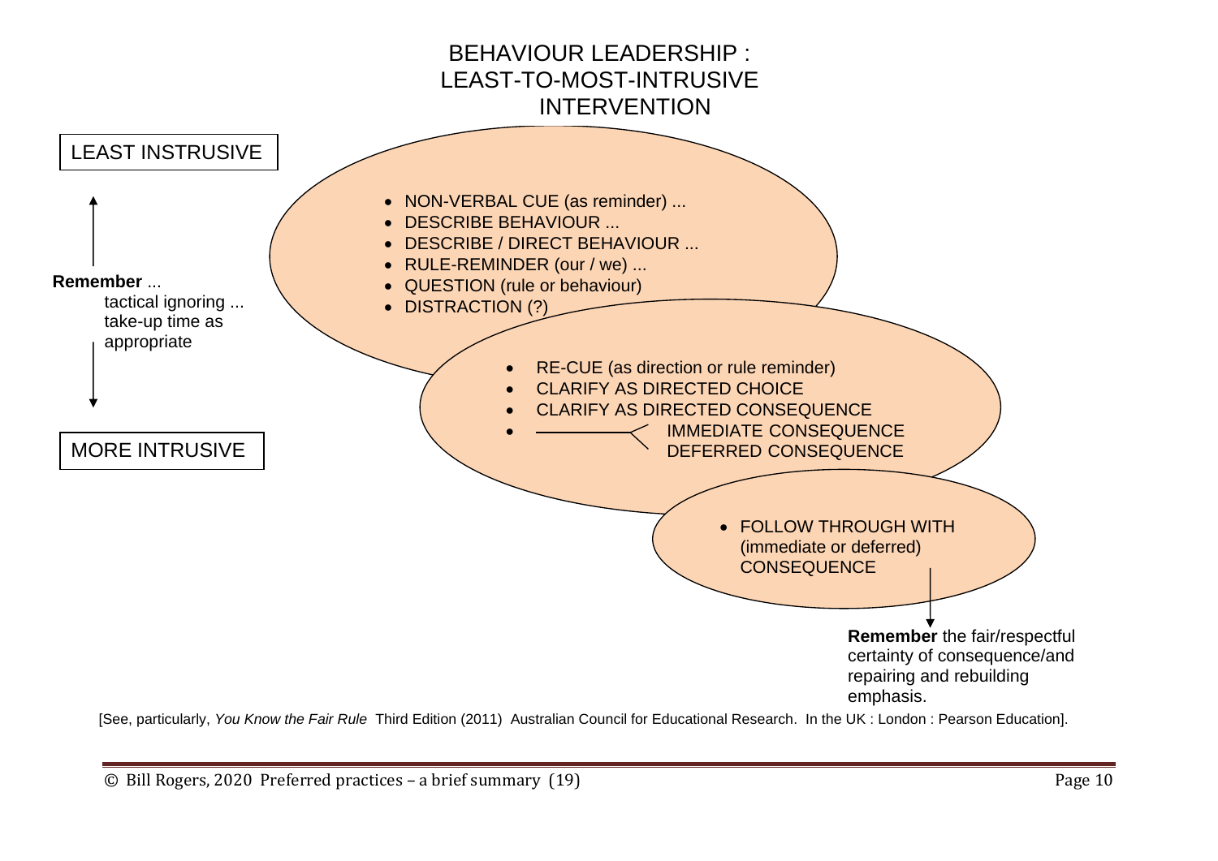# BEHAVIOUR LEADERSHIP : LEAST-TO-MOST-INTRUSIVE INTERVENTION

LEAST INSTRUSIVE

**Remember** ...
tactical ignoring ...
take-up time as
appropriate

MORE INTRUSIVE

- NON-VERBAL CUE (as reminder) ...
- DESCRIBE BEHAVIOUR ...
- DESCRIBE / DIRECT BEHAVIOUR ...
- RULE-REMINDER (our / we) ...
- QUESTION (rule or behaviour)
- DISTRACTION (?)

- RE-CUE (as direction or rule reminder)
- CLARIFY AS DIRECTED CHOICE
- CLARIFY AS DIRECTED CONSEQUENCE
- IMMEDIATE CONSEQUENCE / DEFERRED CONSEQUENCE

- FOLLOW THROUGH WITH (immediate or deferred) CONSEQUENCE

**Remember** the fair/respectful certainty of consequence/and repairing and rebuilding emphasis.

[See, particularly, *You Know the Fair Rule* Third Edition (2011) Australian Council for Educational Research. In the UK : London : Pearson Education].